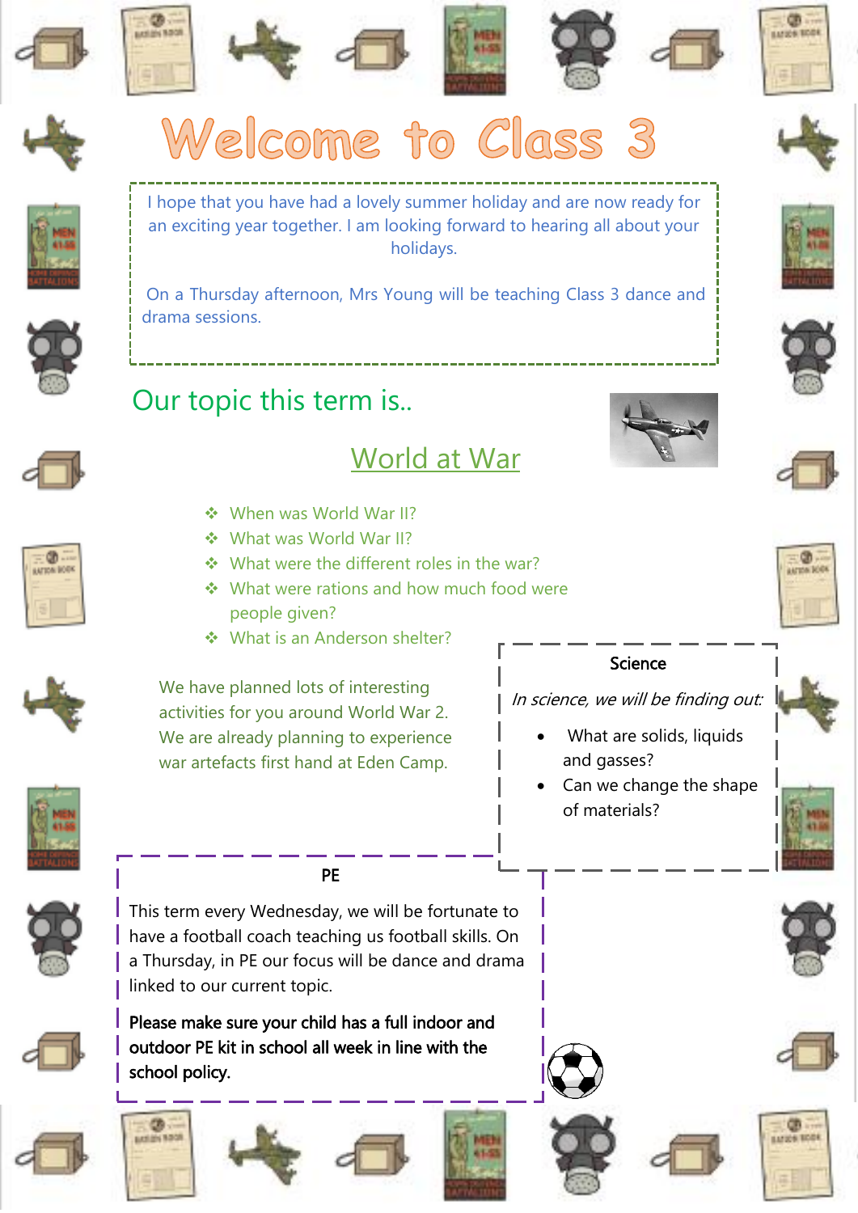# Welcome to Class 3

I hope that you have had a lovely summer holiday and are now ready for an exciting year together. I am looking forward to hearing all about your holidays.

On a Thursday afternoon, Mrs Young will be teaching Class 3 dance and drama sessions.

## Our topic this term is..

### World at War

- When was World War II?
- What was World War II?
- What were the different roles in the war?
- What were rations and how much food were people given?
- What is an Anderson shelter?

We have planned lots of interesting activities for you around World War 2. We are already planning to experience war artefacts first hand at Eden Camp.

### Science

*In science, we will be finding out:*

- What are solids, liquids and gasses?
- Can we change the shape of materials?

### PE

This term every Wednesday, we will be fortunate to have a football coach teaching us football skills. On a Thursday, in PE our focus will be dance and drama linked to our current topic.

**Please make sure your child has a full indoor and outdoor PE kit in school all week in line with the school policy.**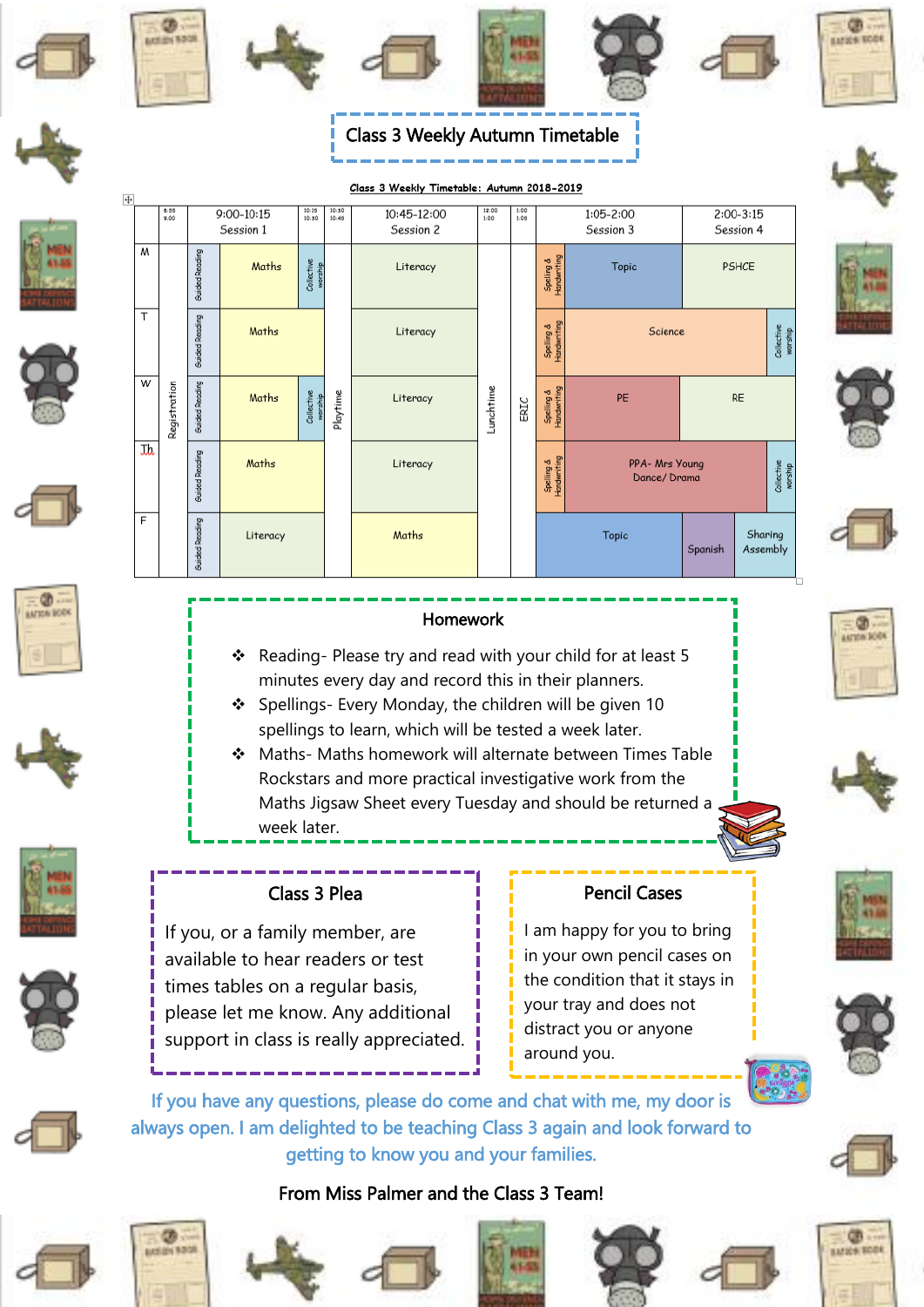# Class 3 Weekly Autumn Timetable

Class 3 Weekly Timetable: Autumn 2018-2019

| | 8:55 9:00 | | 9:00-10:15 Session 1 | | 10:10 10:30 | 10:30 10:40 | 10:45-12:00 Session 2 | 12:00 1:00 | 1:00 1:05 | | 1:05-2:00 Session 3 | | 2:00-3:15 Session 4 | |
|---|---|---|---|---|---|---|---|---|---|---|---|---|---|---|
| M | Registration | Guided Reading | Maths | Collective worship | | Playtime | Literacy | Lunchtime | ERIC | Spelling & Handwriting | Topic | | PSHCE | |
| T | | Guided Reading | Maths | | | | Literacy | | | Spelling & Handwriting | Science | | | Collective worship |
| W | | Guided Reading | Maths | Collective worship | | | Literacy | | | Spelling & Handwriting | PE | | RE | |
| Th | | Guided Reading | Maths | | | | Literacy | | | Spelling & Handwriting | PPA- Mrs Young Dance/ Drama | | | Collective worship |
| F | | Guided Reading | Literacy | | | | Maths | | | | Topic | Spanish | Sharing Assembly | |

## Homework

- Reading- Please try and read with your child for at least 5 minutes every day and record this in their planners.
- Spellings- Every Monday, the children will be given 10 spellings to learn, which will be tested a week later.
- Maths- Maths homework will alternate between Times Table Rockstars and more practical investigative work from the Maths Jigsaw Sheet every Tuesday and should be returned a week later.

## Class 3 Plea

If you, or a family member, are available to hear readers or test times tables on a regular basis, please let me know. Any additional support in class is really appreciated.

## Pencil Cases

I am happy for you to bring in your own pencil cases on the condition that it stays in your tray and does not distract you or anyone around you.

If you have any questions, please do come and chat with me, my door is always open. I am delighted to be teaching Class 3 again and look forward to getting to know you and your families.

From Miss Palmer and the Class 3 Team!